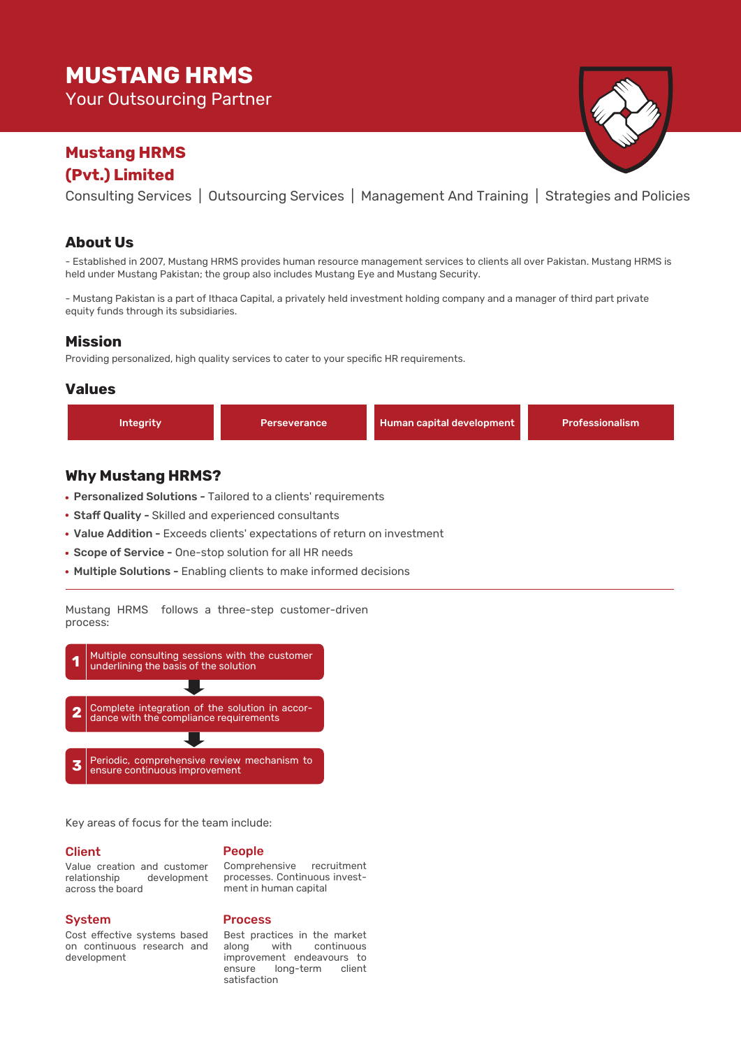# MUSTANG HRMS

Your Outsourcing Partner

## Mustang HRMS (Pvt.) Limited

Consulting Services | Outsourcing Services | Management And Training | Strategies and Policies

## About Us

- Established in 2007, Mustang HRMS provides human resource management services to clients all over Pakistan. Mustang HRMS is held under Mustang Pakistan; the group also includes Mustang Eye and Mustang Security.

- Mustang Pakistan is a part of Ithaca Capital, a privately held investment holding company and a manager of third part private equity funds through its subsidiaries.

## Mission

Providing personalized, high quality services to cater to your specific HR requirements.

## Values

| | | | |
|---|---|---|---|
| Integrity | Perseverance | Human capital development | Professionalism |

## Why Mustang HRMS?

- **Personalized Solutions -** Tailored to a clients' requirements
- **Staff Quality -** Skilled and experienced consultants
- **Value Addition -** Exceeds clients' expectations of return on investment
- **Scope of Service -** One-stop solution for all HR needs
- **Multiple Solutions -** Enabling clients to make informed decisions

---

Mustang HRMS follows a three-step customer-driven process:

1. Multiple consulting sessions with the customer underlining the basis of the solution
2. Complete integration of the solution in accordance with the compliance requirements
3. Periodic, comprehensive review mechanism to ensure continuous improvement

Key areas of focus for the team include:

### Client

Value creation and customer relationship development across the board

### People

Comprehensive recruitment processes. Continuous investment in human capital

### System

Cost effective systems based on continuous research and development

### Process

Best practices in the market along with continuous improvement endeavours to ensure long-term client satisfaction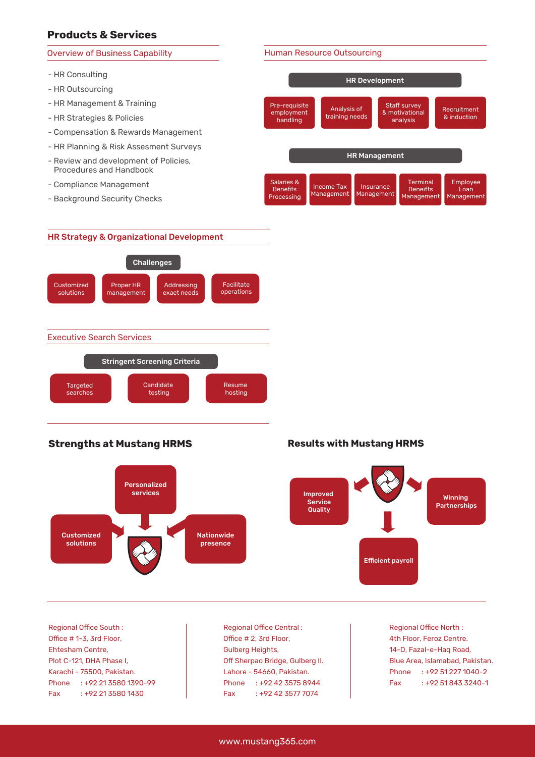## Products & Services

### Overview of Business Capability

- HR Consulting
- HR Outsourcing
- HR Management & Training
- HR Strategies & Policies
- Compensation & Rewards Management
- HR Planning & Risk Assesment Surveys
- Review and development of Policies, Procedures and Handbook
- Compliance Management
- Background Security Checks

### Human Resource Outsourcing

**HR Development**

- Pre-requisite employment handling
- Analysis of training needs
- Staff survey & motivational analysis
- Recruitment & induction

**HR Management**

- Salaries & Benefits Processing
- Income Tax Management
- Insurance Management
- Terminal Beneifts Management
- Employee Loan Management

### HR Strategy & Organizational Development

**Challenges**

- Customized solutions
- Proper HR management
- Addressing exact needs
- Facilitate operations

### Executive Search Services

**Stringent Screening Criteria**

- Targeted searches
- Candidate testing
- Resume hosting

## Strengths at Mustang HRMS

- Personalized services
- Customized solutions
- Nationwide presence

## Results with Mustang HRMS

- Improved Service Quality
- Winning Partnerships
- Efficient payroll

Regional Office South :
Office # 1-3, 3rd Floor,
Ehtesham Centre,
Plot C-121, DHA Phase I,
Karachi - 75500, Pakistan.
Phone : +92 21 3580 1390-99
Fax : +92 21 3580 1430

Regional Office Central :
Office # 2, 3rd Floor,
Gulberg Heights,
Off Sherpao Bridge, Gulberg II.
Lahore - 54660, Pakistan.
Phone : +92 42 3575 8944
Fax : +92 42 3577 7074

Regional Office North :
4th Floor, Feroz Centre.
14-D, Fazal-e-Haq Road,
Blue Area, Islamabad, Pakistan.
Phone : +92 51 227 1040-2
Fax : +92 51 843 3240-1

www.mustang365.com